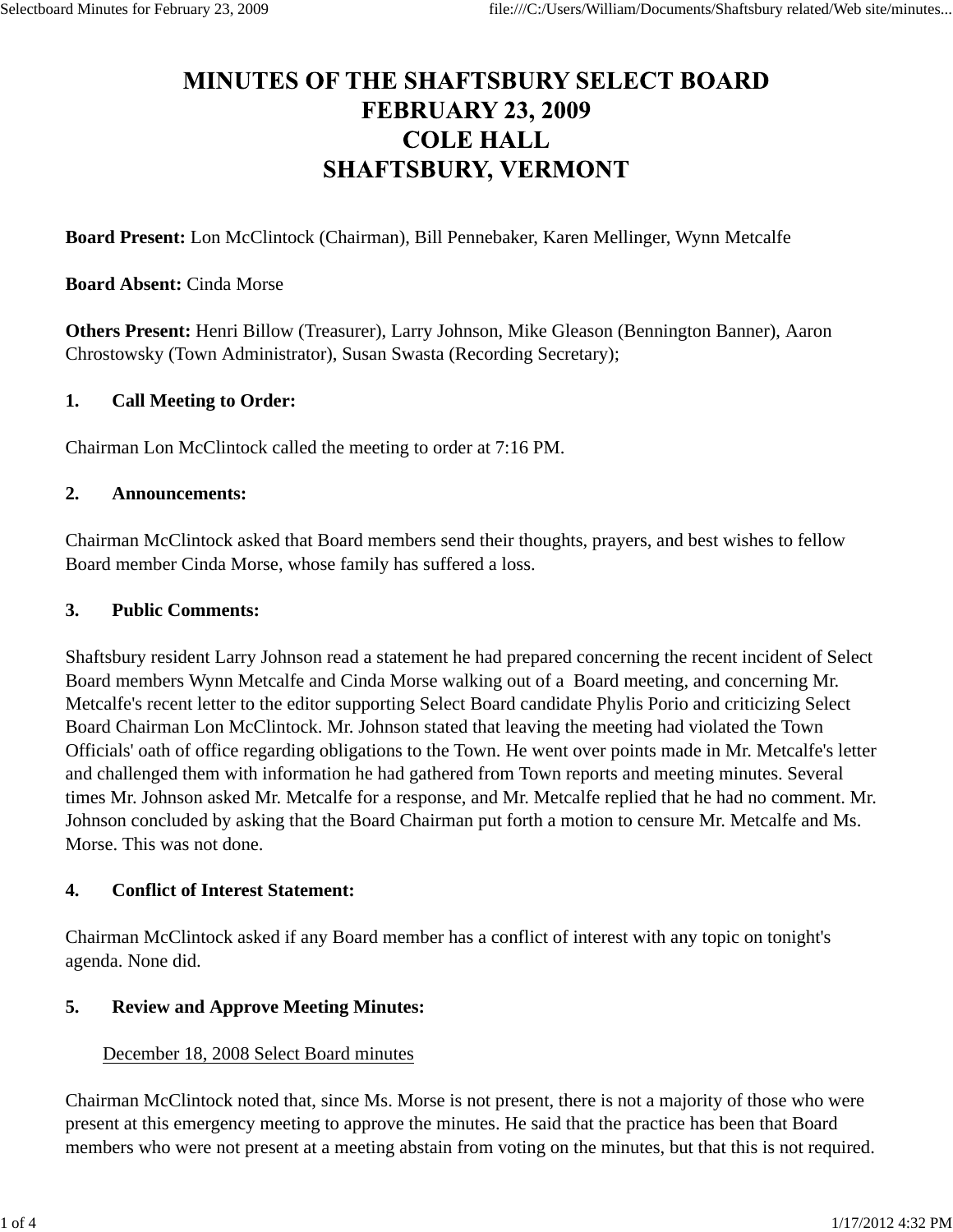# MINUTES OF THE SHAFTSBURY SELECT BOARD
# FEBRUARY 23, 2009
# COLE HALL
# SHAFTSBURY, VERMONT

**Board Present:** Lon McClintock (Chairman), Bill Pennebaker, Karen Mellinger, Wynn Metcalfe

**Board Absent:** Cinda Morse

**Others Present:** Henri Billow (Treasurer), Larry Johnson, Mike Gleason (Bennington Banner), Aaron Chrostowsky (Town Administrator), Susan Swasta (Recording Secretary);

**1. Call Meeting to Order:**

Chairman Lon McClintock called the meeting to order at 7:16 PM.

**2. Announcements:**

Chairman McClintock asked that Board members send their thoughts, prayers, and best wishes to fellow Board member Cinda Morse, whose family has suffered a loss.

**3. Public Comments:**

Shaftsbury resident Larry Johnson read a statement he had prepared concerning the recent incident of Select Board members Wynn Metcalfe and Cinda Morse walking out of a Board meeting, and concerning Mr. Metcalfe's recent letter to the editor supporting Select Board candidate Phylis Porio and criticizing Select Board Chairman Lon McClintock. Mr. Johnson stated that leaving the meeting had violated the Town Officials' oath of office regarding obligations to the Town. He went over points made in Mr. Metcalfe's letter and challenged them with information he had gathered from Town reports and meeting minutes. Several times Mr. Johnson asked Mr. Metcalfe for a response, and Mr. Metcalfe replied that he had no comment. Mr. Johnson concluded by asking that the Board Chairman put forth a motion to censure Mr. Metcalfe and Ms. Morse. This was not done.

**4. Conflict of Interest Statement:**

Chairman McClintock asked if any Board member has a conflict of interest with any topic on tonight's agenda. None did.

**5. Review and Approve Meeting Minutes:**

December 18, 2008 Select Board minutes

Chairman McClintock noted that, since Ms. Morse is not present, there is not a majority of those who were present at this emergency meeting to approve the minutes. He said that the practice has been that Board members who were not present at a meeting abstain from voting on the minutes, but that this is not required.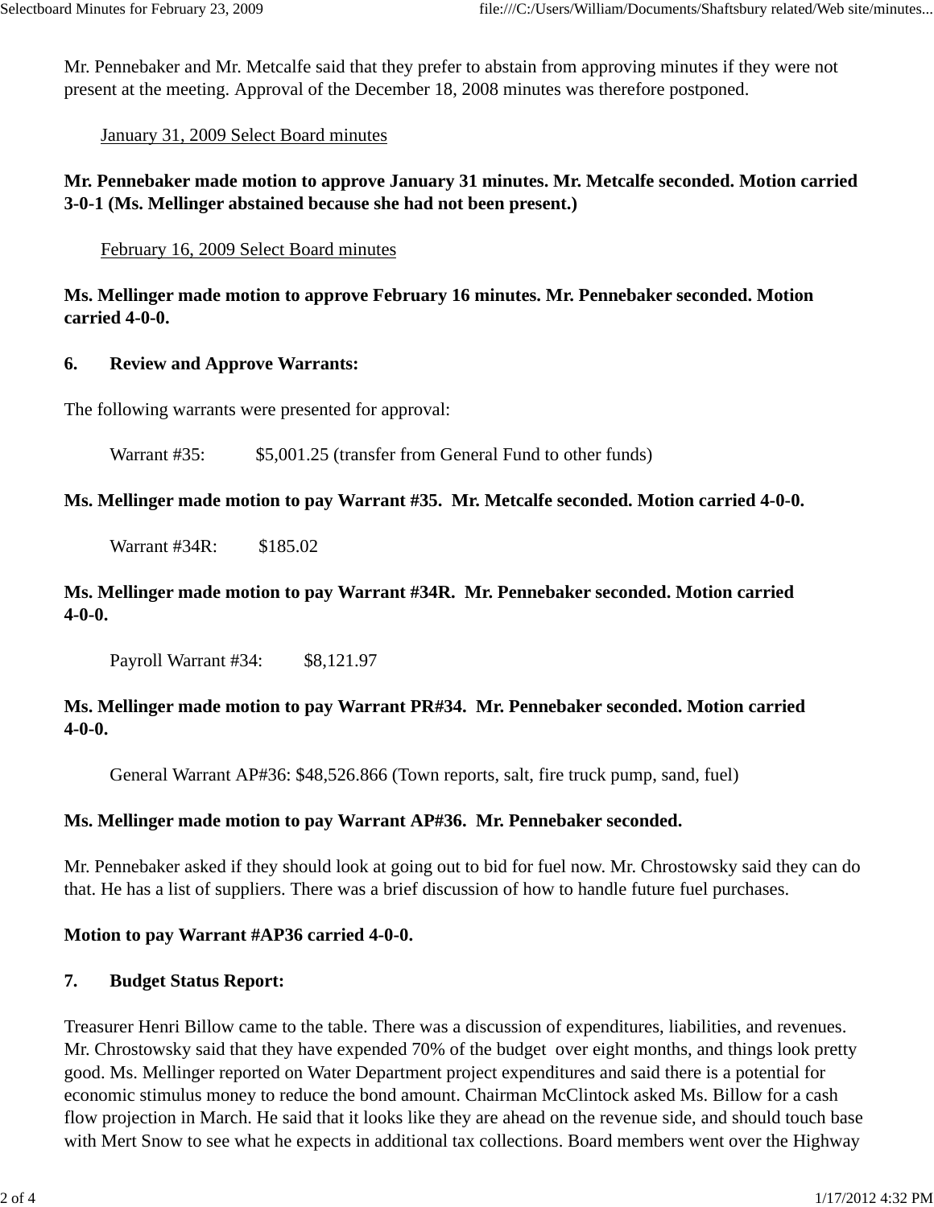Mr. Pennebaker and Mr. Metcalfe said that they prefer to abstain from approving minutes if they were not present at the meeting. Approval of the December 18, 2008 minutes was therefore postponed.

January 31, 2009 Select Board minutes

**Mr. Pennebaker made motion to approve January 31 minutes. Mr. Metcalfe seconded. Motion carried 3-0-1 (Ms. Mellinger abstained because she had not been present.)**

February 16, 2009 Select Board minutes

**Ms. Mellinger made motion to approve February 16 minutes. Mr. Pennebaker seconded. Motion carried 4-0-0.**

**6. Review and Approve Warrants:**

The following warrants were presented for approval:

Warrant #35: $5,001.25 (transfer from General Fund to other funds)

**Ms. Mellinger made motion to pay Warrant #35. Mr. Metcalfe seconded. Motion carried 4-0-0.**

Warrant #34R: $185.02

**Ms. Mellinger made motion to pay Warrant #34R. Mr. Pennebaker seconded. Motion carried 4-0-0.**

Payroll Warrant #34: $8,121.97

**Ms. Mellinger made motion to pay Warrant PR#34. Mr. Pennebaker seconded. Motion carried 4-0-0.**

General Warrant AP#36: $48,526.866 (Town reports, salt, fire truck pump, sand, fuel)

**Ms. Mellinger made motion to pay Warrant AP#36. Mr. Pennebaker seconded.**

Mr. Pennebaker asked if they should look at going out to bid for fuel now. Mr. Chrostowsky said they can do that. He has a list of suppliers. There was a brief discussion of how to handle future fuel purchases.

**Motion to pay Warrant #AP36 carried 4-0-0.**

**7. Budget Status Report:**

Treasurer Henri Billow came to the table. There was a discussion of expenditures, liabilities, and revenues. Mr. Chrostowsky said that they have expended 70% of the budget over eight months, and things look pretty good. Ms. Mellinger reported on Water Department project expenditures and said there is a potential for economic stimulus money to reduce the bond amount. Chairman McClintock asked Ms. Billow for a cash flow projection in March. He said that it looks like they are ahead on the revenue side, and should touch base with Mert Snow to see what he expects in additional tax collections. Board members went over the Highway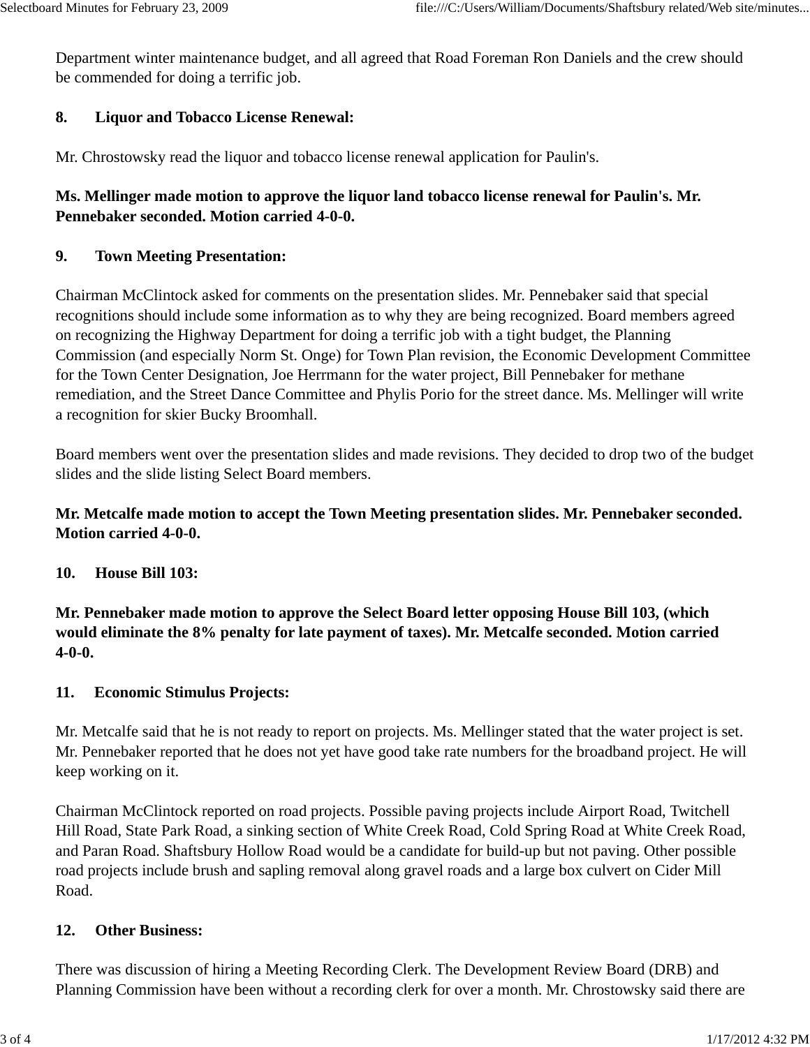Department winter maintenance budget, and all agreed that Road Foreman Ron Daniels and the crew should be commended for doing a terrific job.

**8. Liquor and Tobacco License Renewal:**

Mr. Chrostowsky read the liquor and tobacco license renewal application for Paulin's.

**Ms. Mellinger made motion to approve the liquor land tobacco license renewal for Paulin's. Mr. Pennebaker seconded. Motion carried 4-0-0.**

**9. Town Meeting Presentation:**

Chairman McClintock asked for comments on the presentation slides. Mr. Pennebaker said that special recognitions should include some information as to why they are being recognized. Board members agreed on recognizing the Highway Department for doing a terrific job with a tight budget, the Planning Commission (and especially Norm St. Onge) for Town Plan revision, the Economic Development Committee for the Town Center Designation, Joe Herrmann for the water project, Bill Pennebaker for methane remediation, and the Street Dance Committee and Phylis Porio for the street dance. Ms. Mellinger will write a recognition for skier Bucky Broomhall.

Board members went over the presentation slides and made revisions. They decided to drop two of the budget slides and the slide listing Select Board members.

**Mr. Metcalfe made motion to accept the Town Meeting presentation slides. Mr. Pennebaker seconded. Motion carried 4-0-0.**

**10. House Bill 103:**

**Mr. Pennebaker made motion to approve the Select Board letter opposing House Bill 103, (which would eliminate the 8% penalty for late payment of taxes). Mr. Metcalfe seconded. Motion carried 4-0-0.**

**11. Economic Stimulus Projects:**

Mr. Metcalfe said that he is not ready to report on projects. Ms. Mellinger stated that the water project is set. Mr. Pennebaker reported that he does not yet have good take rate numbers for the broadband project. He will keep working on it.

Chairman McClintock reported on road projects. Possible paving projects include Airport Road, Twitchell Hill Road, State Park Road, a sinking section of White Creek Road, Cold Spring Road at White Creek Road, and Paran Road. Shaftsbury Hollow Road would be a candidate for build-up but not paving. Other possible road projects include brush and sapling removal along gravel roads and a large box culvert on Cider Mill Road.

**12. Other Business:**

There was discussion of hiring a Meeting Recording Clerk. The Development Review Board (DRB) and Planning Commission have been without a recording clerk for over a month. Mr. Chrostowsky said there are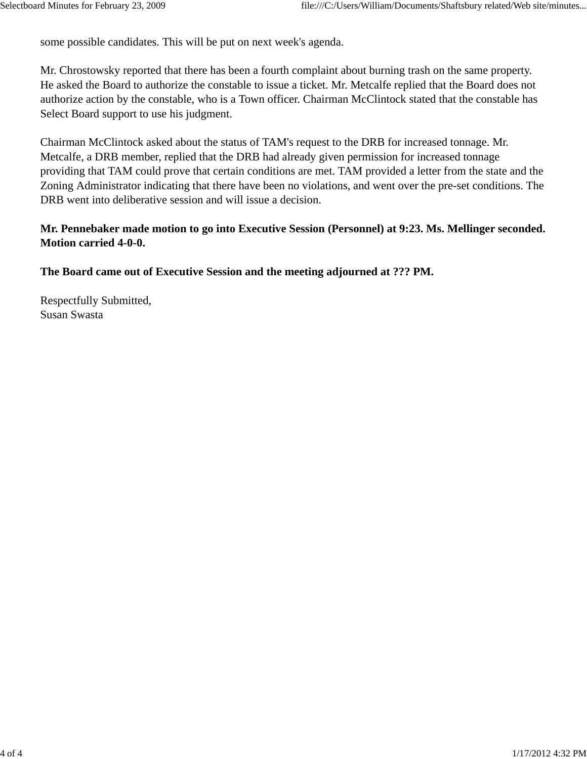some possible candidates. This will be put on next week's agenda.

Mr. Chrostowsky reported that there has been a fourth complaint about burning trash on the same property. He asked the Board to authorize the constable to issue a ticket. Mr. Metcalfe replied that the Board does not authorize action by the constable, who is a Town officer. Chairman McClintock stated that the constable has Select Board support to use his judgment.

Chairman McClintock asked about the status of TAM's request to the DRB for increased tonnage. Mr. Metcalfe, a DRB member, replied that the DRB had already given permission for increased tonnage providing that TAM could prove that certain conditions are met. TAM provided a letter from the state and the Zoning Administrator indicating that there have been no violations, and went over the pre-set conditions. The DRB went into deliberative session and will issue a decision.

**Mr. Pennebaker made motion to go into Executive Session (Personnel) at 9:23. Ms. Mellinger seconded. Motion carried 4-0-0.**

**The Board came out of Executive Session and the meeting adjourned at ??? PM.**

Respectfully Submitted,
Susan Swasta